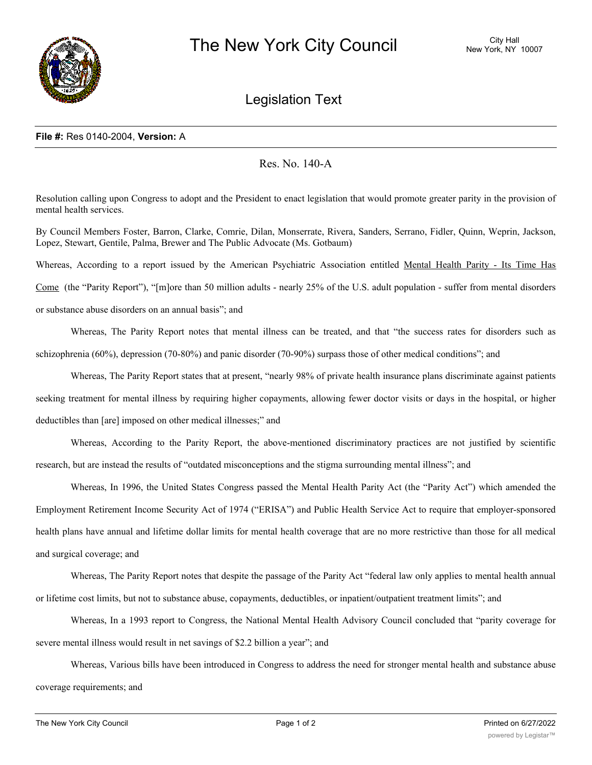# The New York City Council

City Hall
New York, NY 10007

## Legislation Text

**File #:** Res 0140-2004, **Version:** A

Res. No. 140-A

Resolution calling upon Congress to adopt and the President to enact legislation that would promote greater parity in the provision of mental health services.

By Council Members Foster, Barron, Clarke, Comrie, Dilan, Monserrate, Rivera, Sanders, Serrano, Fidler, Quinn, Weprin, Jackson, Lopez, Stewart, Gentile, Palma, Brewer and The Public Advocate (Ms. Gotbaum)

Whereas, According to a report issued by the American Psychiatric Association entitled Mental Health Parity - Its Time Has Come (the "Parity Report"), "[m]ore than 50 million adults - nearly 25% of the U.S. adult population - suffer from mental disorders or substance abuse disorders on an annual basis"; and

Whereas, The Parity Report notes that mental illness can be treated, and that "the success rates for disorders such as schizophrenia (60%), depression (70-80%) and panic disorder (70-90%) surpass those of other medical conditions"; and

Whereas, The Parity Report states that at present, "nearly 98% of private health insurance plans discriminate against patients seeking treatment for mental illness by requiring higher copayments, allowing fewer doctor visits or days in the hospital, or higher deductibles than [are] imposed on other medical illnesses;" and

Whereas, According to the Parity Report, the above-mentioned discriminatory practices are not justified by scientific research, but are instead the results of "outdated misconceptions and the stigma surrounding mental illness"; and

Whereas, In 1996, the United States Congress passed the Mental Health Parity Act (the "Parity Act") which amended the Employment Retirement Income Security Act of 1974 ("ERISA") and Public Health Service Act to require that employer-sponsored health plans have annual and lifetime dollar limits for mental health coverage that are no more restrictive than those for all medical and surgical coverage; and

Whereas, The Parity Report notes that despite the passage of the Parity Act "federal law only applies to mental health annual or lifetime cost limits, but not to substance abuse, copayments, deductibles, or inpatient/outpatient treatment limits"; and

Whereas, In a 1993 report to Congress, the National Mental Health Advisory Council concluded that "parity coverage for severe mental illness would result in net savings of $2.2 billion a year"; and

Whereas, Various bills have been introduced in Congress to address the need for stronger mental health and substance abuse coverage requirements; and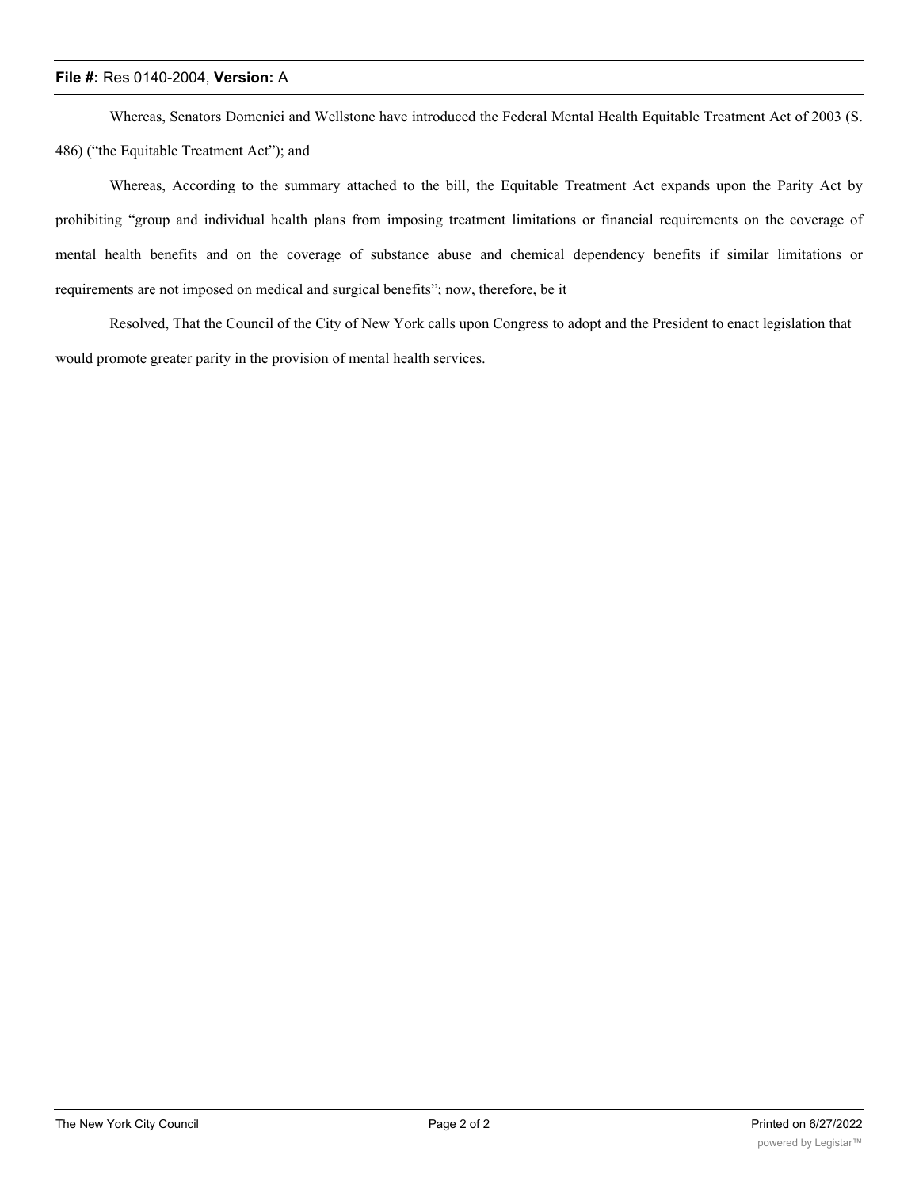Whereas, Senators Domenici and Wellstone have introduced the Federal Mental Health Equitable Treatment Act of 2003 (S. 486) ("the Equitable Treatment Act"); and

Whereas, According to the summary attached to the bill, the Equitable Treatment Act expands upon the Parity Act by prohibiting "group and individual health plans from imposing treatment limitations or financial requirements on the coverage of mental health benefits and on the coverage of substance abuse and chemical dependency benefits if similar limitations or requirements are not imposed on medical and surgical benefits"; now, therefore, be it

Resolved, That the Council of the City of New York calls upon Congress to adopt and the President to enact legislation that would promote greater parity in the provision of mental health services.